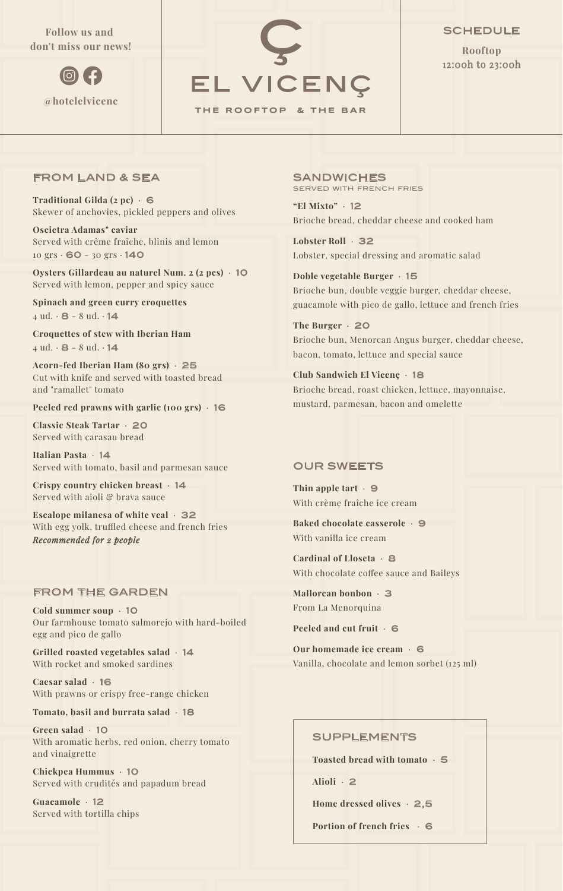Follow us and
don't miss our news!

@hotelelvicenc

# Ç EL VICENÇ

THE ROOFTOP & THE BAR

## SCHEDULE

**Rooftop**
12:00h to 23:00h

## FROM LAND & SEA

**Traditional Gilda (2 pc)** · 6
Skewer of anchovies, pickled peppers and olives

**Oscietra Adamas" caviar**
Served with crême fraîche, blinis and lemon
10 grs · 60 - 30 grs · 140

**Oysters Gillardeau au naturel Num. 2 (2 pcs)** · 10
Served with lemon, pepper and spicy sauce

**Spinach and green curry croquettes**
4 ud. · 8 - 8 ud. · 14

**Croquettes of stew with Iberian Ham**
4 ud. · 8 - 8 ud. · 14

**Acorn-fed Iberian Ham (80 grs)** · 25
Cut with knife and served with toasted bread
and "ramallet" tomato

**Peeled red prawns with garlic (100 grs)** · 16

**Classic Steak Tartar** · 20
Served with carasau bread

**Italian Pasta** · 14
Served with tomato, basil and parmesan sauce

**Crispy country chicken breast** · 14
Served with aioli & brava sauce

**Escalope milanesa of white veal** · 32
With egg yolk, truffled cheese and french fries
***Recommended for 2 people***

## FROM THE GARDEN

**Cold summer soup** · 10
Our farmhouse tomato salmorejo with hard-boiled
egg and pico de gallo

**Grilled roasted vegetables salad** · 14
With rocket and smoked sardines

**Caesar salad** · 16
With prawns or crispy free-range chicken

**Tomato, basil and burrata salad** · 18

**Green salad** · 10
With aromatic herbs, red onion, cherry tomato
and vinaigrette

**Chickpea Hummus** · 10
Served with crudités and papadum bread

**Guacamole** · 12
Served with tortilla chips

## SANDWICHES
SERVED WITH FRENCH FRIES

**"El Mixto"** · 12
Brioche bread, cheddar cheese and cooked ham

**Lobster Roll** · 32
Lobster, special dressing and aromatic salad

**Doble vegetable Burger** · 15
Brioche bun, double veggie burger, cheddar cheese,
guacamole with pico de gallo, lettuce and french fries

**The Burger** · 20
Brioche bun, Menorcan Angus burger, cheddar cheese,
bacon, tomato, lettuce and special sauce

**Club Sandwich El Vicenç** · 18
Brioche bread, roast chicken, lettuce, mayonnaise,
mustard, parmesan, bacon and omelette

## OUR SWEETS

**Thin apple tart** · 9
With crème fraîche ice cream

**Baked chocolate casserole** · 9
With vanilla ice cream

**Cardinal of Lloseta** · 8
With chocolate coffee sauce and Baileys

**Mallorcan bonbon** · 3
From La Menorquina

**Peeled and cut fruit** · 6

**Our homemade ice cream** · 6
Vanilla, chocolate and lemon sorbet (125 ml)

## SUPPLEMENTS

**Toasted bread with tomato** · 5

**Alioli** · 2

**Home dressed olives** · 2,5

**Portion of french fries** · 6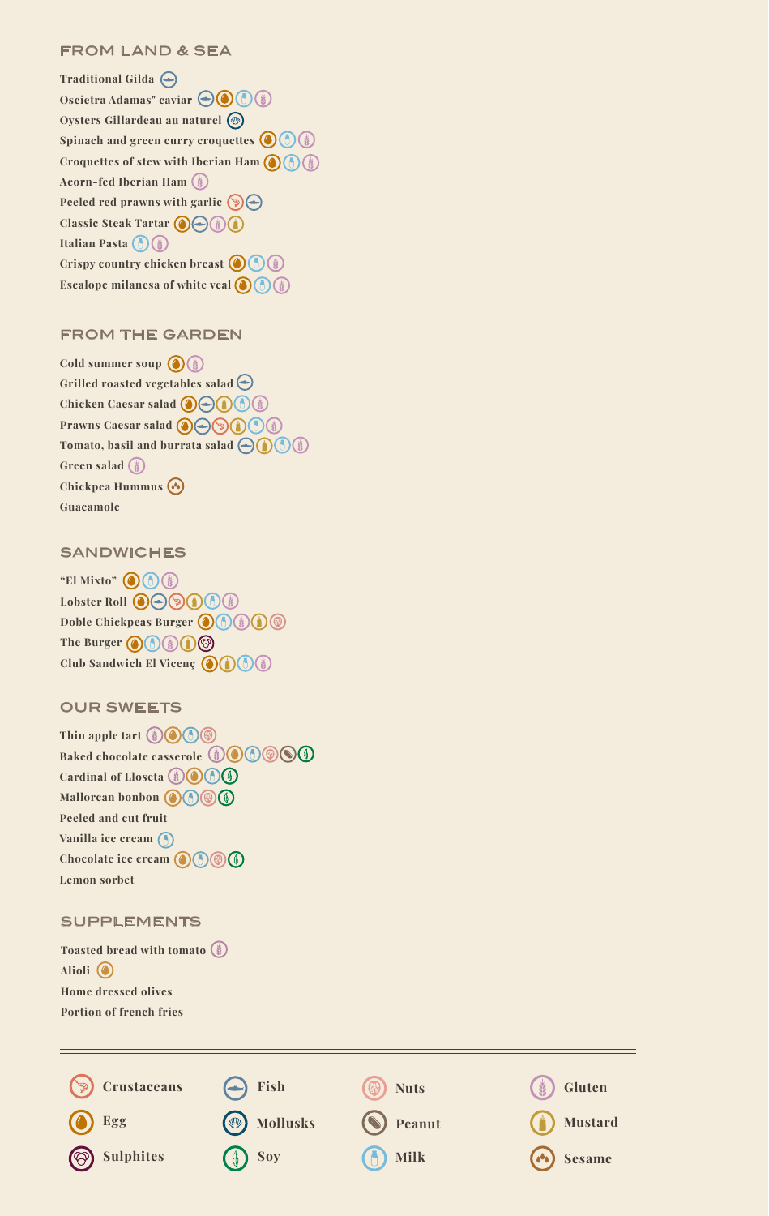## FROM LAND & SEA

- **Traditional Gilda** (Fish)
- **Oscietra Adamas" caviar** (Fish, Egg, Milk, Gluten)
- **Oysters Gillardeau au naturel** (Mollusks)
- **Spinach and green curry croquettes** (Egg, Milk, Gluten)
- **Croquettes of stew with Iberian Ham** (Egg, Milk, Gluten)
- **Acorn-fed Iberian Ham** (Gluten)
- **Peeled red prawns with garlic** (Crustaceans, Fish)
- **Classic Steak Tartar** (Egg, Fish, Gluten, Mustard)
- **Italian Pasta** (Milk, Gluten)
- **Crispy country chicken breast** (Egg, Milk, Gluten)
- **Escalope milanesa of white veal** (Egg, Milk, Gluten)

## FROM THE GARDEN

- **Cold summer soup** (Egg, Gluten)
- **Grilled roasted vegetables salad** (Fish)
- **Chicken Caesar salad** (Egg, Fish, Mustard, Milk, Gluten)
- **Prawns Caesar salad** (Egg, Fish, Crustaceans, Mustard, Milk, Gluten)
- **Tomato, basil and burrata salad** (Fish, Mustard, Milk, Gluten)
- **Green salad** (Gluten)
- **Chickpea Hummus** (Sesame)
- **Guacamole**

## SANDWICHES

- **"El Mixto"** (Egg, Milk, Gluten)
- **Lobster Roll** (Egg, Fish, Crustaceans, Mustard, Milk, Gluten)
- **Doble Chickpeas Burger** (Egg, Milk, Gluten, Mustard, Nuts)
- **The Burger** (Egg, Milk, Gluten, Mustard, Sulphites)
- **Club Sandwich El Vicenç** (Egg, Mustard, Milk, Gluten)

## OUR SWEETS

- **Thin apple tart** (Gluten, Egg, Milk, Nuts)
- **Baked chocolate casserole** (Gluten, Egg, Milk, Nuts, Peanut, Soy)
- **Cardinal of Lloseta** (Gluten, Egg, Milk, Soy)
- **Mallorcan bonbon** (Egg, Milk, Nuts, Soy)
- **Peeled and cut fruit**
- **Vanilla ice cream** (Milk)
- **Chocolate ice cream** (Egg, Milk, Nuts, Soy)
- **Lemon sorbet**

## SUPPLEMENTS

- **Toasted bread with tomato** (Gluten)
- **Alioli** (Egg)
- **Home dressed olives**
- **Portion of french fries**

---

Crustaceans · Fish · Nuts · Gluten · Egg · Mollusks · Peanut · Mustard · Sulphites · Soy · Milk · Sesame